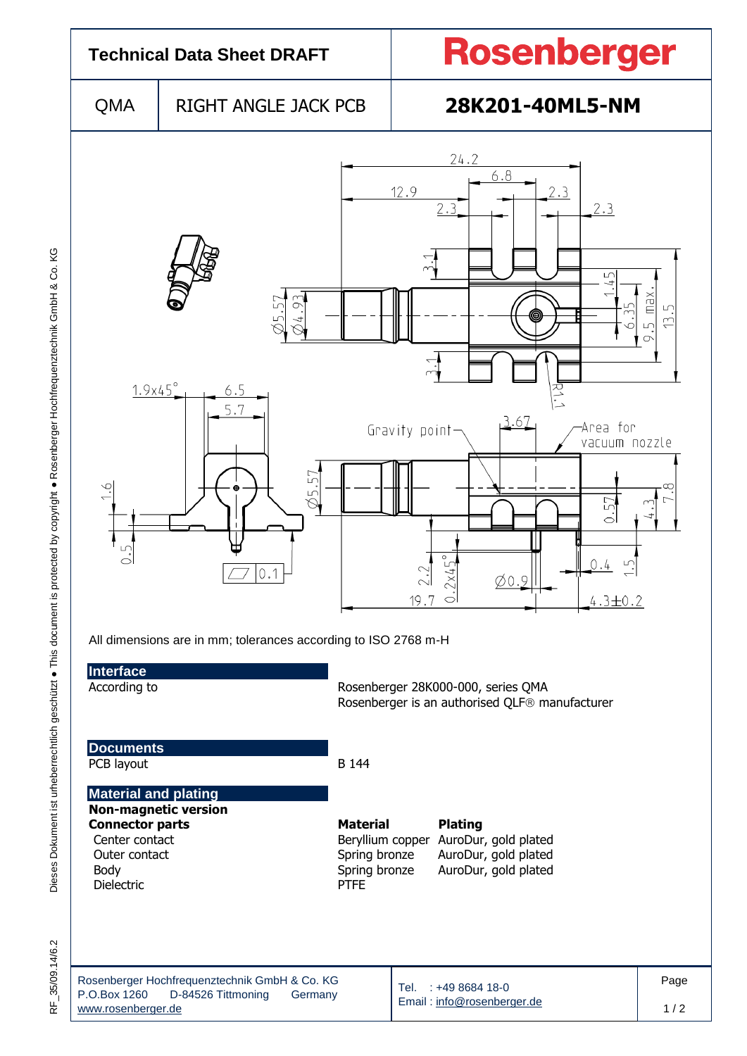# Technical Data Sheet DRAFT

**Rosenberger**

| QMA | RIGHT ANGLE JACK PCB | 28K201-40ML5-NM |
|---|---|---|

All dimensions are in mm; tolerances according to ISO 2768 m-H

## Interface

| | |
|---|---|
| According to | Rosenberger 28K000-000, series QMA<br>Rosenberger is an authorised QLF® manufacturer |

## Documents

| | |
|---|---|
| PCB layout | B 144 |

## Material and plating

**Non-magnetic version**

| **Connector parts** | **Material** | **Plating** |
|---|---|---|
| Center contact | Beryllium copper | AuroDur, gold plated |
| Outer contact | Spring bronze | AuroDur, gold plated |
| Body | Spring bronze | AuroDur, gold plated |
| Dielectric | PTFE | |

Rosenberger Hochfrequenztechnik GmbH & Co. KG
P.O.Box 1260 D-84526 Tittmoning Germany
www.rosenberger.de

Tel. : +49 8684 18-0
Email : info@rosenberger.de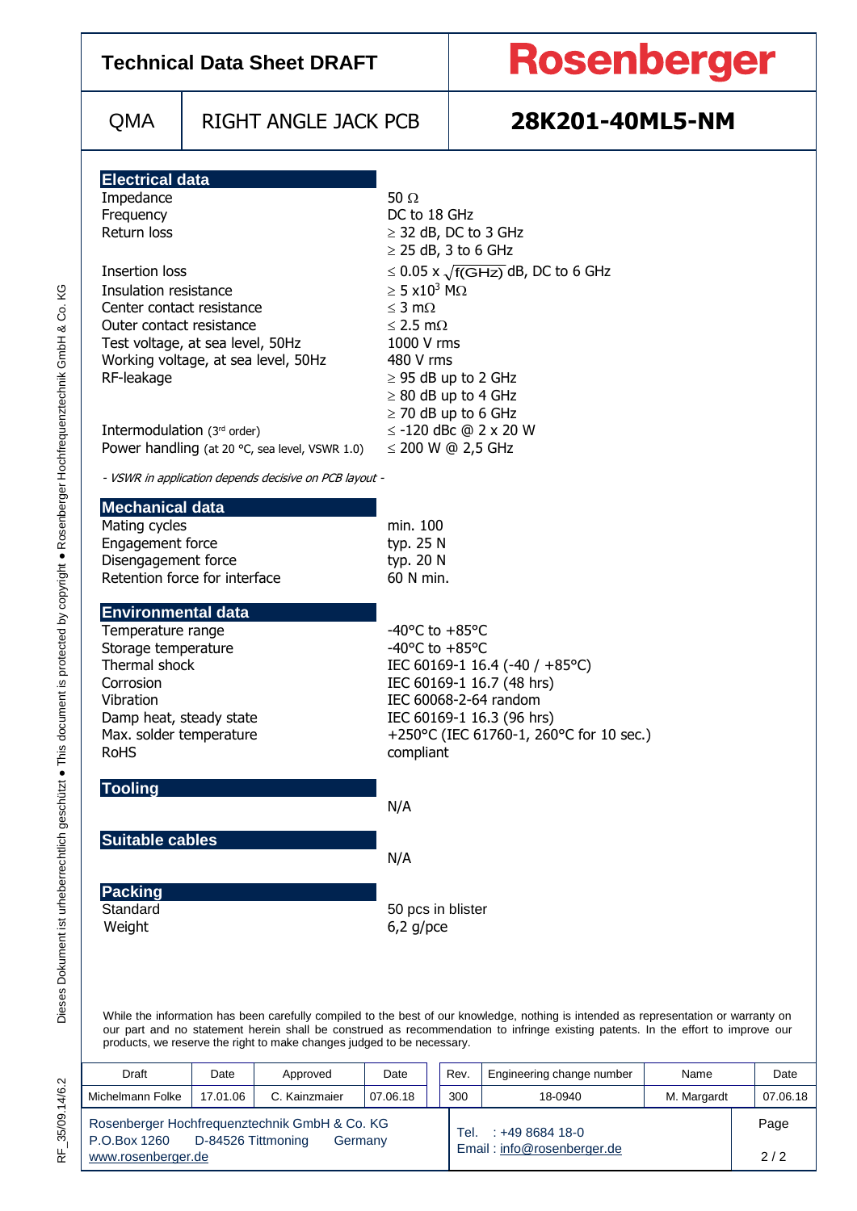# Technical Data Sheet DRAFT

**Rosenberger**

| | | |
|---|---|---|
| QMA | RIGHT ANGLE JACK PCB | **28K201-40ML5-NM** |

## Electrical data

| | |
|---|---|
| Impedance | 50 Ω |
| Frequency | DC to 18 GHz |
| Return loss | ≥ 32 dB, DC to 3 GHz<br>≥ 25 dB, 3 to 6 GHz |
| Insertion loss | ≤ 0.05 x $\sqrt{f(GHz)}$ dB, DC to 6 GHz |
| Insulation resistance | ≥ 5 x$10^3$ MΩ |
| Center contact resistance | ≤ 3 mΩ |
| Outer contact resistance | ≤ 2.5 mΩ |
| Test voltage, at sea level, 50Hz | 1000 V rms |
| Working voltage, at sea level, 50Hz | 480 V rms |
| RF-leakage | ≥ 95 dB up to 2 GHz<br>≥ 80 dB up to 4 GHz<br>≥ 70 dB up to 6 GHz |
| Intermodulation (3rd order) | ≤ -120 dBc @ 2 x 20 W |
| Power handling (at 20 °C, sea level, VSWR 1.0) | ≤ 200 W @ 2,5 GHz |

*- VSWR in application depends decisive on PCB layout -*

## Mechanical data

| | |
|---|---|
| Mating cycles | min. 100 |
| Engagement force | typ. 25 N |
| Disengagement force | typ. 20 N |
| Retention force for interface | 60 N min. |

## Environmental data

| | |
|---|---|
| Temperature range | -40°C to +85°C |
| Storage temperature | -40°C to +85°C |
| Thermal shock | IEC 60169-1 16.4 (-40 / +85°C) |
| Corrosion | IEC 60169-1 16.7 (48 hrs) |
| Vibration | IEC 60068-2-64 random |
| Damp heat, steady state | IEC 60169-1 16.3 (96 hrs) |
| Max. solder temperature | +250°C (IEC 61760-1, 260°C for 10 sec.) |
| RoHS | compliant |

## Tooling

N/A

## Suitable cables

N/A

## Packing

| | |
|---|---|
| Standard | 50 pcs in blister |
| Weight | 6,2 g/pce |

While the information has been carefully compiled to the best of our knowledge, nothing is intended as representation or warranty on our part and no statement herein shall be construed as recommendation to infringe existing patents. In the effort to improve our products, we reserve the right to make changes judged to be necessary.

| Draft | Date | Approved | Date | Rev. | Engineering change number | Name | Date |
|---|---|---|---|---|---|---|---|
| Michelmann Folke | 17.01.06 | C. Kainzmaier | 07.06.18 | 300 | 18-0940 | M. Margardt | 07.06.18 |

Rosenberger Hochfrequenztechnik GmbH & Co. KG
P.O.Box 1260 D-84526 Tittmoning Germany
www.rosenberger.de

Tel. : +49 8684 18-0
Email : info@rosenberger.de

Dieses Dokument ist urheberrechtlich geschützt ● This document is protected by copyright ● Rosenberger Hochfrequenztechnik GmbH & Co. KG

RF_35/09.14/6.2